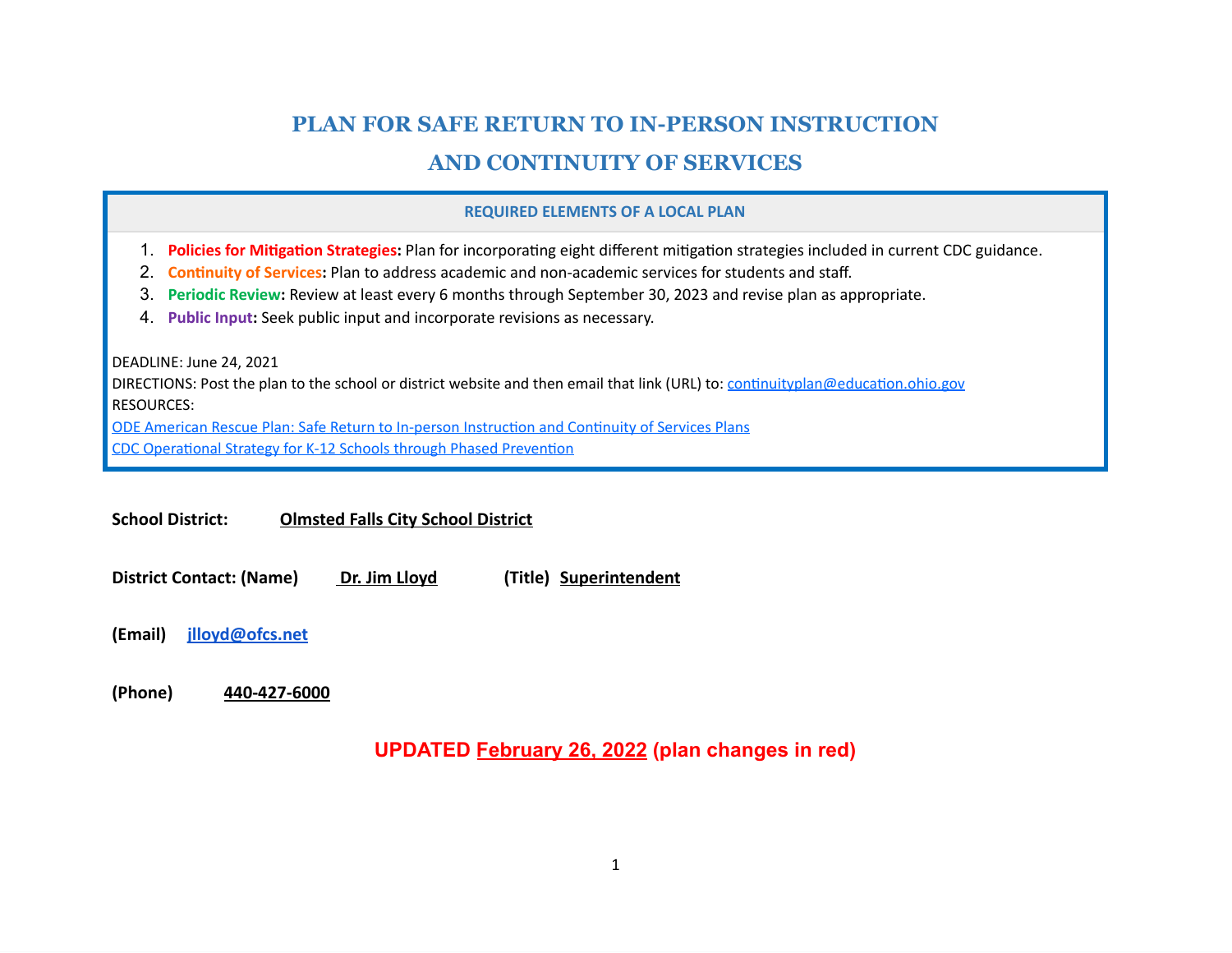# PLAN FOR SAFE RETURN TO IN-PERSON INSTRUCTION AND CONTINUITY OF SERVICES

**REQUIRED ELEMENTS OF A LOCAL PLAN**

1. **Policies for Mitigation Strategies:** Plan for incorporating eight different mitigation strategies included in current CDC guidance.
2. **Continuity of Services:** Plan to address academic and non-academic services for students and staff.
3. **Periodic Review:** Review at least every 6 months through September 30, 2023 and revise plan as appropriate.
4. **Public Input:** Seek public input and incorporate revisions as necessary.

DEADLINE: June 24, 2021
DIRECTIONS: Post the plan to the school or district website and then email that link (URL) to: continuityplan@education.ohio.gov
RESOURCES:
ODE American Rescue Plan: Safe Return to In-person Instruction and Continuity of Services Plans
CDC Operational Strategy for K-12 Schools through Phased Prevention

**School District:** **Olmsted Falls City School District**

**District Contact: (Name)** **Dr. Jim Lloyd** **(Title)** **Superintendent**

**(Email)** **jlloyd@ofcs.net**

**(Phone)** **440-427-6000**

**UPDATED February 26, 2022 (plan changes in red)**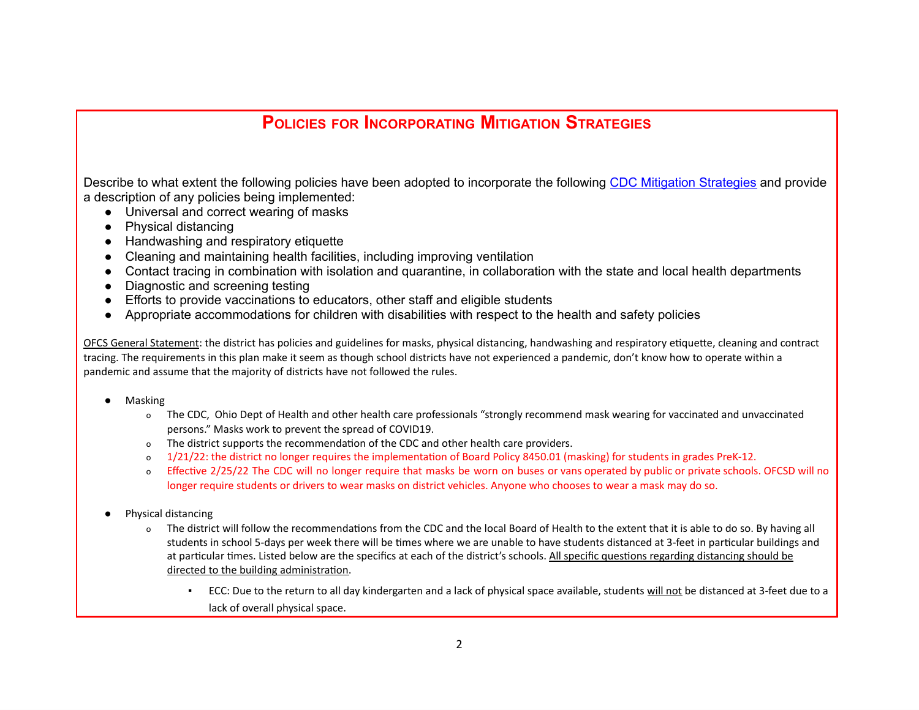## Policies for Incorporating Mitigation Strategies

Describe to what extent the following policies have been adopted to incorporate the following CDC Mitigation Strategies and provide a description of any policies being implemented:

- Universal and correct wearing of masks
- Physical distancing
- Handwashing and respiratory etiquette
- Cleaning and maintaining health facilities, including improving ventilation
- Contact tracing in combination with isolation and quarantine, in collaboration with the state and local health departments
- Diagnostic and screening testing
- Efforts to provide vaccinations to educators, other staff and eligible students
- Appropriate accommodations for children with disabilities with respect to the health and safety policies

OFCS General Statement: the district has policies and guidelines for masks, physical distancing, handwashing and respiratory etiquette, cleaning and contract tracing. The requirements in this plan make it seem as though school districts have not experienced a pandemic, don't know how to operate within a pandemic and assume that the majority of districts have not followed the rules.

- Masking
  - The CDC, Ohio Dept of Health and other health care professionals "strongly recommend mask wearing for vaccinated and unvaccinated persons." Masks work to prevent the spread of COVID19.
  - The district supports the recommendation of the CDC and other health care providers.
  - 1/21/22: the district no longer requires the implementation of Board Policy 8450.01 (masking) for students in grades PreK-12.
  - Effective 2/25/22 The CDC will no longer require that masks be worn on buses or vans operated by public or private schools. OFCSD will no longer require students or drivers to wear masks on district vehicles. Anyone who chooses to wear a mask may do so.

- Physical distancing
  - The district will follow the recommendations from the CDC and the local Board of Health to the extent that it is able to do so. By having all students in school 5-days per week there will be times where we are unable to have students distanced at 3-feet in particular buildings and at particular times. Listed below are the specifics at each of the district's schools. All specific questions regarding distancing should be directed to the building administration.
    - ECC: Due to the return to all day kindergarten and a lack of physical space available, students will not be distanced at 3-feet due to a lack of overall physical space.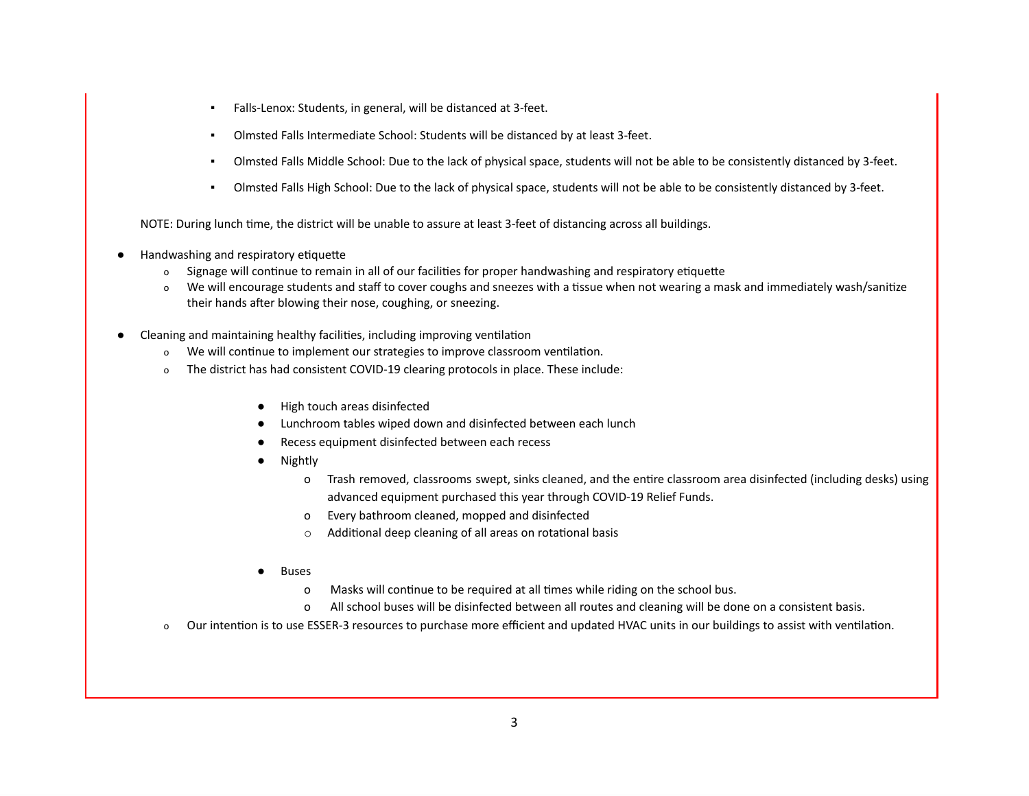- Falls-Lenox: Students, in general, will be distanced at 3-feet.
        - Olmsted Falls Intermediate School: Students will be distanced by at least 3-feet.
        - Olmsted Falls Middle School: Due to the lack of physical space, students will not be able to be consistently distanced by 3-feet.
        - Olmsted Falls High School: Due to the lack of physical space, students will not be able to be consistently distanced by 3-feet.

  NOTE: During lunch time, the district will be unable to assure at least 3-feet of distancing across all buildings.

- Handwashing and respiratory etiquette
  - Signage will continue to remain in all of our facilities for proper handwashing and respiratory etiquette
  - We will encourage students and staff to cover coughs and sneezes with a tissue when not wearing a mask and immediately wash/sanitize their hands after blowing their nose, coughing, or sneezing.

- Cleaning and maintaining healthy facilities, including improving ventilation
  - We will continue to implement our strategies to improve classroom ventilation.
  - The district has had consistent COVID-19 clearing protocols in place. These include:
    - High touch areas disinfected
    - Lunchroom tables wiped down and disinfected between each lunch
    - Recess equipment disinfected between each recess
    - Nightly
      - Trash removed, classrooms swept, sinks cleaned, and the entire classroom area disinfected (including desks) using advanced equipment purchased this year through COVID-19 Relief Funds.
      - Every bathroom cleaned, mopped and disinfected
      - Additional deep cleaning of all areas on rotational basis
    - Buses
      - Masks will continue to be required at all times while riding on the school bus.
      - All school buses will be disinfected between all routes and cleaning will be done on a consistent basis.
  - Our intention is to use ESSER-3 resources to purchase more efficient and updated HVAC units in our buildings to assist with ventilation.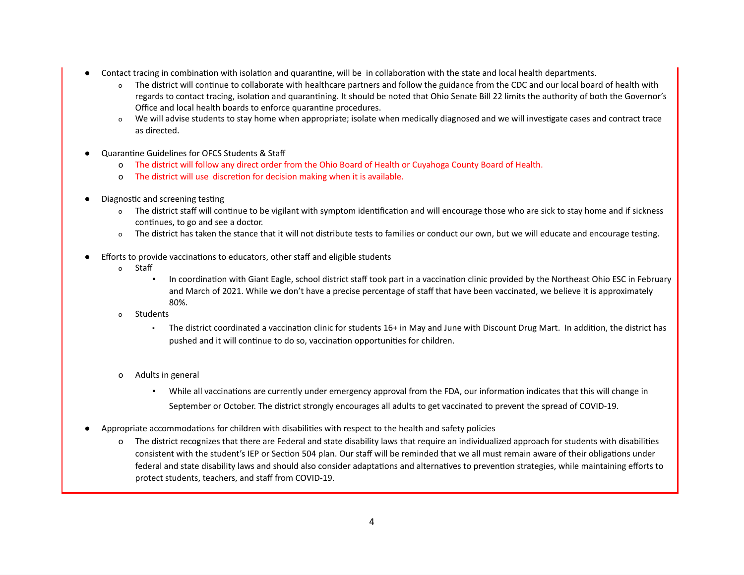- Contact tracing in combination with isolation and quarantine, will be  in collaboration with the state and local health departments.
    - The district will continue to collaborate with healthcare partners and follow the guidance from the CDC and our local board of health with regards to contact tracing, isolation and quarantining. It should be noted that Ohio Senate Bill 22 limits the authority of both the Governor's Office and local health boards to enforce quarantine procedures.
    - We will advise students to stay home when appropriate; isolate when medically diagnosed and we will investigate cases and contract trace as directed.

- Quarantine Guidelines for OFCS Students & Staff
    - The district will follow any direct order from the Ohio Board of Health or Cuyahoga County Board of Health.
    - The district will use  discretion for decision making when it is available.

- Diagnostic and screening testing
    - The district staff will continue to be vigilant with symptom identification and will encourage those who are sick to stay home and if sickness continues, to go and see a doctor.
    - The district has taken the stance that it will not distribute tests to families or conduct our own, but we will educate and encourage testing.

- Efforts to provide vaccinations to educators, other staff and eligible students
    - Staff
        - In coordination with Giant Eagle, school district staff took part in a vaccination clinic provided by the Northeast Ohio ESC in February and March of 2021. While we don't have a precise percentage of staff that have been vaccinated, we believe it is approximately 80%.
    - Students
        - The district coordinated a vaccination clinic for students 16+ in May and June with Discount Drug Mart.  In addition, the district has pushed and it will continue to do so, vaccination opportunities for children.

    - Adults in general
        - While all vaccinations are currently under emergency approval from the FDA, our information indicates that this will change in September or October. The district strongly encourages all adults to get vaccinated to prevent the spread of COVID-19.

- Appropriate accommodations for children with disabilities with respect to the health and safety policies
    - The district recognizes that there are Federal and state disability laws that require an individualized approach for students with disabilities consistent with the student's IEP or Section 504 plan. Our staff will be reminded that we all must remain aware of their obligations under federal and state disability laws and should also consider adaptations and alternatives to prevention strategies, while maintaining efforts to protect students, teachers, and staff from COVID-19.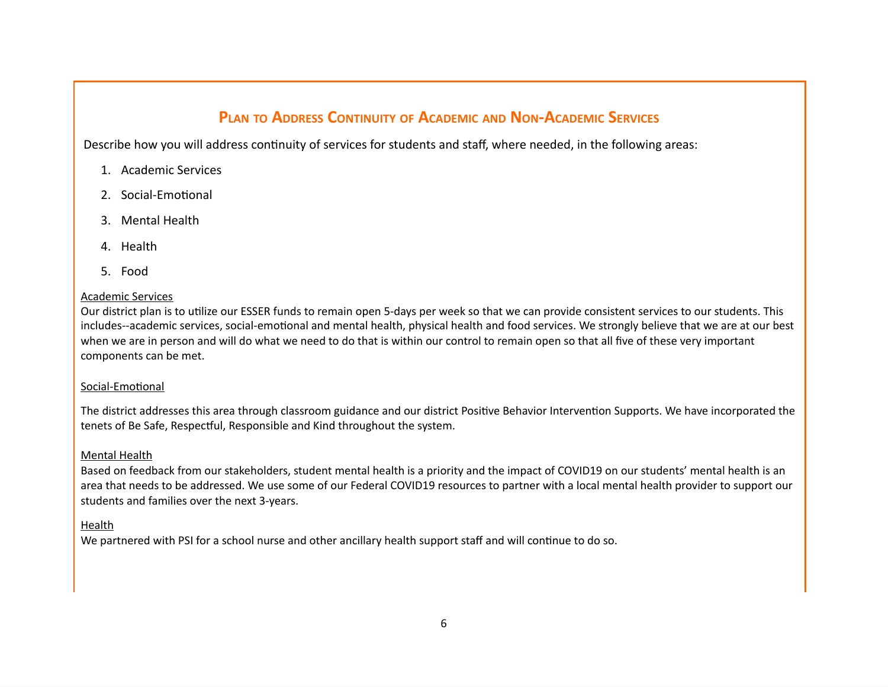## Plan to Address Continuity of Academic and Non-Academic Services

Describe how you will address continuity of services for students and staff, where needed, in the following areas:

1. Academic Services
2. Social-Emotional
3. Mental Health
4. Health
5. Food

<u>Academic Services</u>
Our district plan is to utilize our ESSER funds to remain open 5-days per week so that we can provide consistent services to our students. This includes--academic services, social-emotional and mental health, physical health and food services. We strongly believe that we are at our best when we are in person and will do what we need to do that is within our control to remain open so that all five of these very important components can be met.

<u>Social-Emotional</u>

The district addresses this area through classroom guidance and our district Positive Behavior Intervention Supports. We have incorporated the tenets of Be Safe, Respectful, Responsible and Kind throughout the system.

<u>Mental Health</u>
Based on feedback from our stakeholders, student mental health is a priority and the impact of COVID19 on our students' mental health is an area that needs to be addressed. We use some of our Federal COVID19 resources to partner with a local mental health provider to support our students and families over the next 3-years.

<u>Health</u>
We partnered with PSI for a school nurse and other ancillary health support staff and will continue to do so.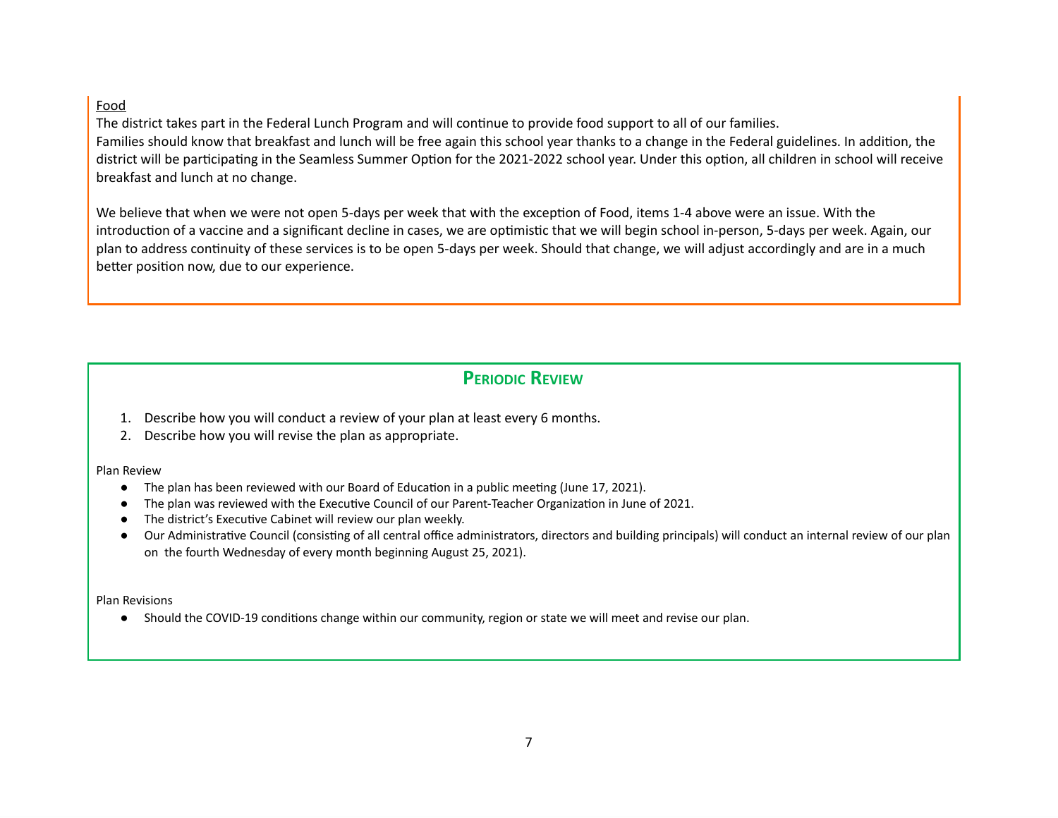<u>Food</u>

The district takes part in the Federal Lunch Program and will continue to provide food support to all of our families.
Families should know that breakfast and lunch will be free again this school year thanks to a change in the Federal guidelines. In addition, the district will be participating in the Seamless Summer Option for the 2021-2022 school year. Under this option, all children in school will receive breakfast and lunch at no change.

We believe that when we were not open 5-days per week that with the exception of Food, items 1-4 above were an issue. With the introduction of a vaccine and a significant decline in cases, we are optimistic that we will begin school in-person, 5-days per week. Again, our plan to address continuity of these services is to be open 5-days per week. Should that change, we will adjust accordingly and are in a much better position now, due to our experience.

## Periodic Review

1. Describe how you will conduct a review of your plan at least every 6 months.
2. Describe how you will revise the plan as appropriate.

Plan Review

- The plan has been reviewed with our Board of Education in a public meeting (June 17, 2021).
- The plan was reviewed with the Executive Council of our Parent-Teacher Organization in June of 2021.
- The district's Executive Cabinet will review our plan weekly.
- Our Administrative Council (consisting of all central office administrators, directors and building principals) will conduct an internal review of our plan on the fourth Wednesday of every month beginning August 25, 2021).

Plan Revisions

- Should the COVID-19 conditions change within our community, region or state we will meet and revise our plan.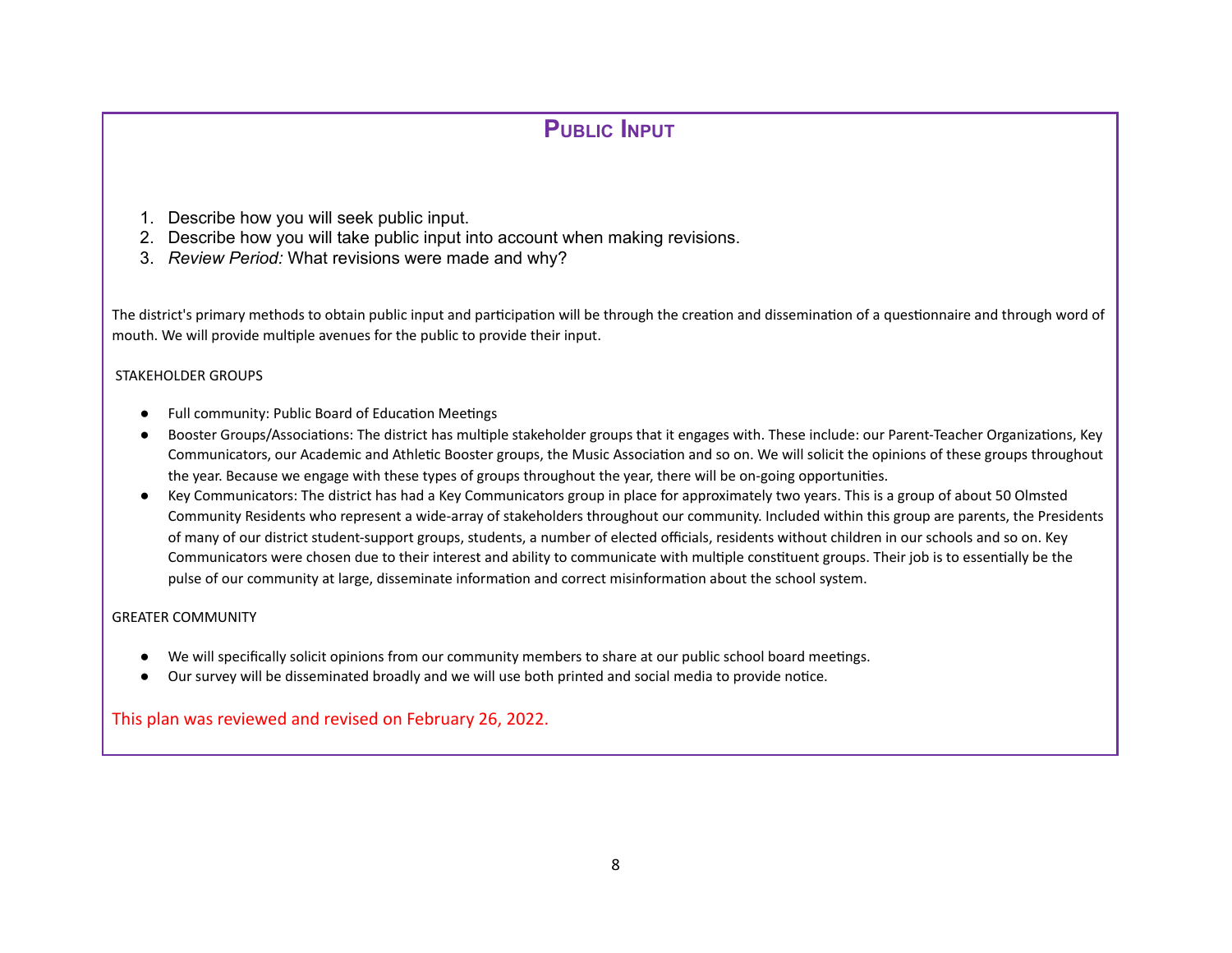## Public Input

1. Describe how you will seek public input.
2. Describe how you will take public input into account when making revisions.
3. *Review Period:* What revisions were made and why?

The district's primary methods to obtain public input and participation will be through the creation and dissemination of a questionnaire and through word of mouth. We will provide multiple avenues for the public to provide their input.

STAKEHOLDER GROUPS

- Full community: Public Board of Education Meetings
- Booster Groups/Associations: The district has multiple stakeholder groups that it engages with. These include: our Parent-Teacher Organizations, Key Communicators, our Academic and Athletic Booster groups, the Music Association and so on. We will solicit the opinions of these groups throughout the year. Because we engage with these types of groups throughout the year, there will be on-going opportunities.
- Key Communicators: The district has had a Key Communicators group in place for approximately two years. This is a group of about 50 Olmsted Community Residents who represent a wide-array of stakeholders throughout our community. Included within this group are parents, the Presidents of many of our district student-support groups, students, a number of elected officials, residents without children in our schools and so on. Key Communicators were chosen due to their interest and ability to communicate with multiple constituent groups. Their job is to essentially be the pulse of our community at large, disseminate information and correct misinformation about the school system.

GREATER COMMUNITY

- We will specifically solicit opinions from our community members to share at our public school board meetings.
- Our survey will be disseminated broadly and we will use both printed and social media to provide notice.

This plan was reviewed and revised on February 26, 2022.